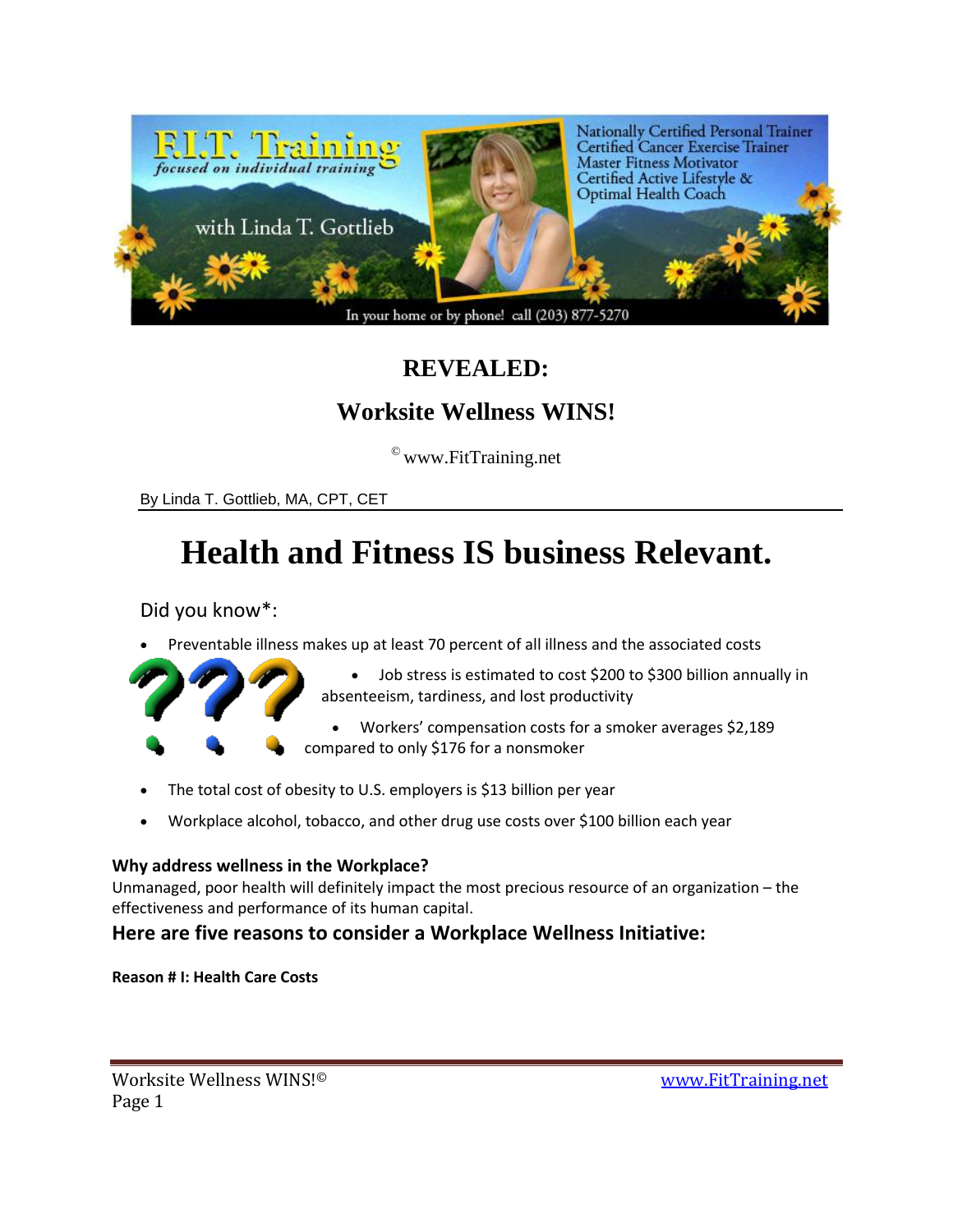# REVEALED:

## Worksite Wellness WINS!

© www.FitTraining.net

By Linda T. Gottlieb, MA, CPT, CET

# Health and Fitness IS business Relevant.

Did you know*:

- Preventable illness makes up at least 70 percent of all illness and the associated costs
- Job stress is estimated to cost $200 to $300 billion annually in absenteeism, tardiness, and lost productivity
- Workers' compensation costs for a smoker averages $2,189 compared to only $176 for a nonsmoker
- The total cost of obesity to U.S. employers is $13 billion per year
- Workplace alcohol, tobacco, and other drug use costs over $100 billion each year

**Why address wellness in the Workplace?**

Unmanaged, poor health will definitely impact the most precious resource of an organization – the effectiveness and performance of its human capital.

### Here are five reasons to consider a Workplace Wellness Initiative:

**Reason # I: Health Care Costs**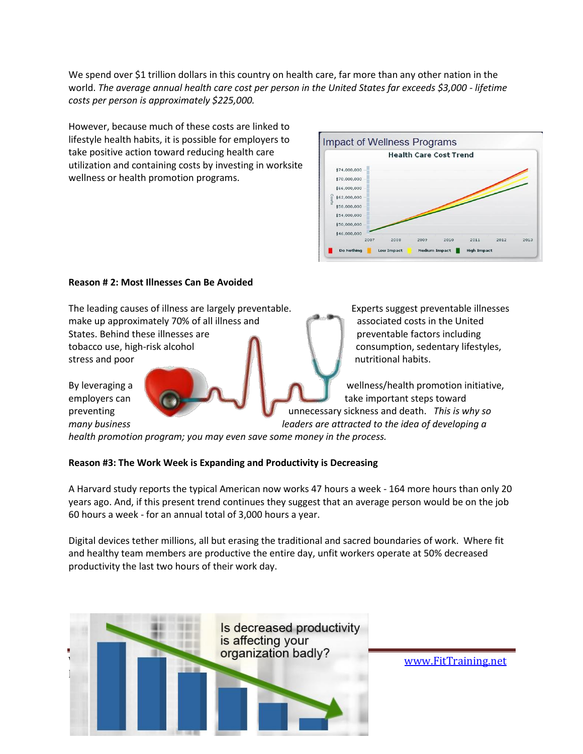We spend over $1 trillion dollars in this country on health care, far more than any other nation in the world. *The average annual health care cost per person in the United States far exceeds $3,000 - lifetime costs per person is approximately $225,000.*

However, because much of these costs are linked to lifestyle health habits, it is possible for employers to take positive action toward reducing health care utilization and containing costs by investing in worksite wellness or health promotion programs.

**Reason # 2: Most Illnesses Can Be Avoided**

The leading causes of illness are largely preventable. Experts suggest preventable illnesses make up approximately 70% of all illness and associated costs in the United States. Behind these illnesses are preventable factors including tobacco use, high-risk alcohol consumption, sedentary lifestyles, stress and poor nutritional habits.

By leveraging a wellness/health promotion initiative, employers can take important steps toward preventing unnecessary sickness and death. *This is why so many business leaders are attracted to the idea of developing a health promotion program; you may even save some money in the process.*

**Reason #3: The Work Week is Expanding and Productivity is Decreasing**

A Harvard study reports the typical American now works 47 hours a week - 164 more hours than only 20 years ago. And, if this present trend continues they suggest that an average person would be on the job 60 hours a week - for an annual total of 3,000 hours a year.

Digital devices tether millions, all but erasing the traditional and sacred boundaries of work. Where fit and healthy team members are productive the entire day, unfit workers operate at 50% decreased productivity the last two hours of their work day.

www.FitTraining.net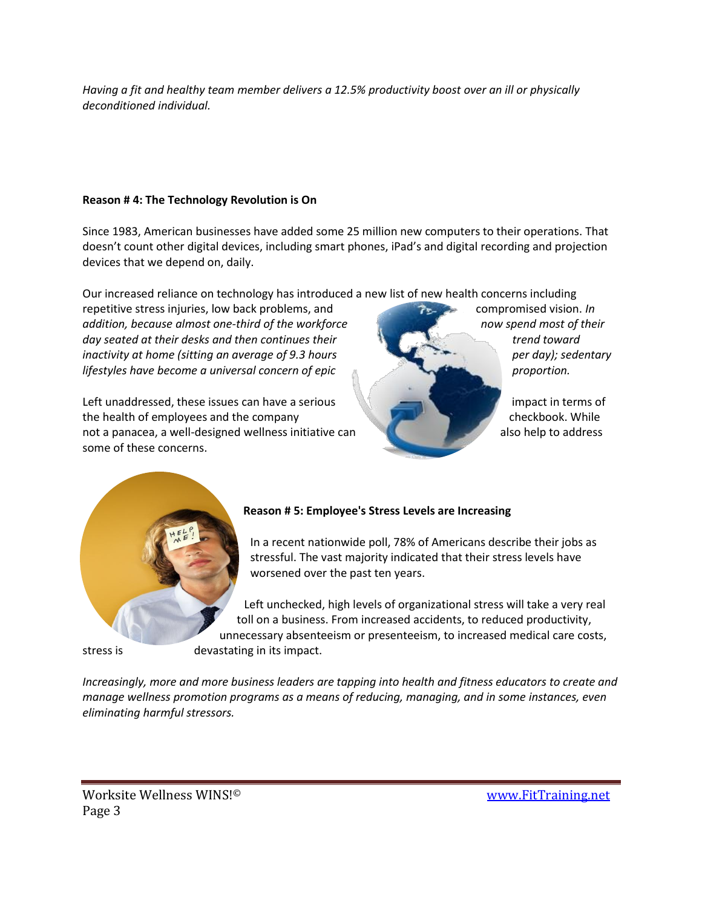*Having a fit and healthy team member delivers a 12.5% productivity boost over an ill or physically deconditioned individual.*

**Reason # 4: The Technology Revolution is On**

Since 1983, American businesses have added some 25 million new computers to their operations. That doesn't count other digital devices, including smart phones, iPad's and digital recording and projection devices that we depend on, daily.

Our increased reliance on technology has introduced a new list of new health concerns including repetitive stress injuries, low back problems, and compromised vision. *In addition, because almost one-third of the workforce now spend most of their day seated at their desks and then continues their trend toward inactivity at home (sitting an average of 9.3 hours per day); sedentary lifestyles have become a universal concern of epic proportion.*

Left unaddressed, these issues can have a serious impact in terms of the health of employees and the company checkbook. While not a panacea, a well-designed wellness initiative can also help to address some of these concerns.

**Reason # 5: Employee's Stress Levels are Increasing**

In a recent nationwide poll, 78% of Americans describe their jobs as stressful. The vast majority indicated that their stress levels have worsened over the past ten years.

Left unchecked, high levels of organizational stress will take a very real toll on a business. From increased accidents, to reduced productivity, unnecessary absenteeism or presenteeism, to increased medical care costs, stress is devastating in its impact.

*Increasingly, more and more business leaders are tapping into health and fitness educators to create and manage wellness promotion programs as a means of reducing, managing, and in some instances, even eliminating harmful stressors.*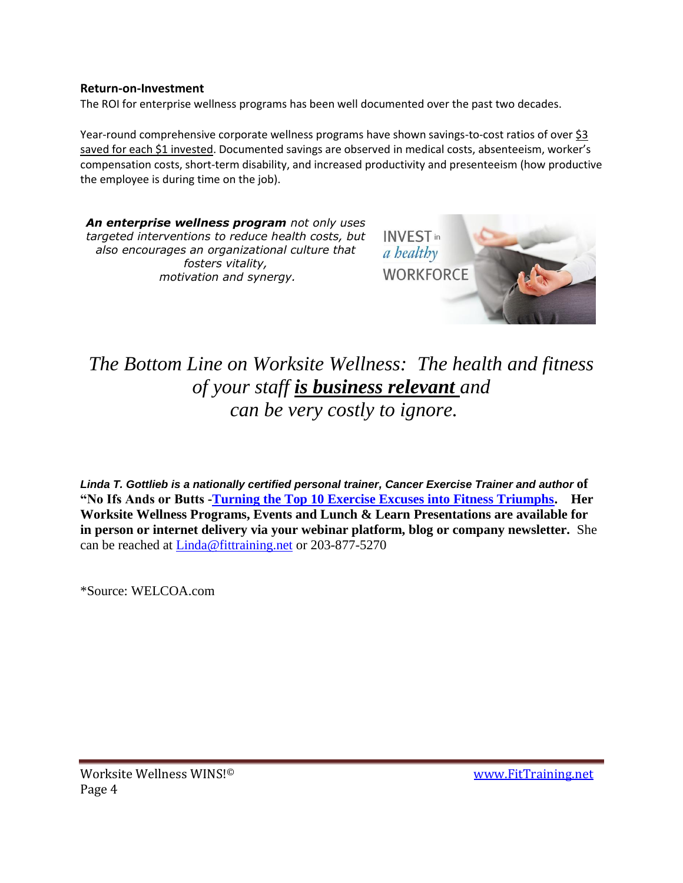**Return-on-Investment**

The ROI for enterprise wellness programs has been well documented over the past two decades.

Year-round comprehensive corporate wellness programs have shown savings-to-cost ratios of over $3 saved for each $1 invested. Documented savings are observed in medical costs, absenteeism, worker's compensation costs, short-term disability, and increased productivity and presenteeism (how productive the employee is during time on the job).

***An enterprise wellness program*** *not only uses targeted interventions to reduce health costs, but also encourages an organizational culture that fosters vitality, motivation and synergy.*

INVEST in *a healthy* WORKFORCE

*The Bottom Line on Worksite Wellness: The health and fitness of your staff **is business relevant** and can be very costly to ignore.*

***Linda T. Gottlieb is a nationally certified personal trainer, Cancer Exercise Trainer and author*** **of "No Ifs Ands or Butts -[Turning the Top 10 Exercise Excuses into Fitness Triumphs](#). Her Worksite Wellness Programs, Events and Lunch & Learn Presentations are available for in person or internet delivery via your webinar platform, blog or company newsletter.** She can be reached at Linda@fittraining.net or 203-877-5270

*Source: WELCOA.com